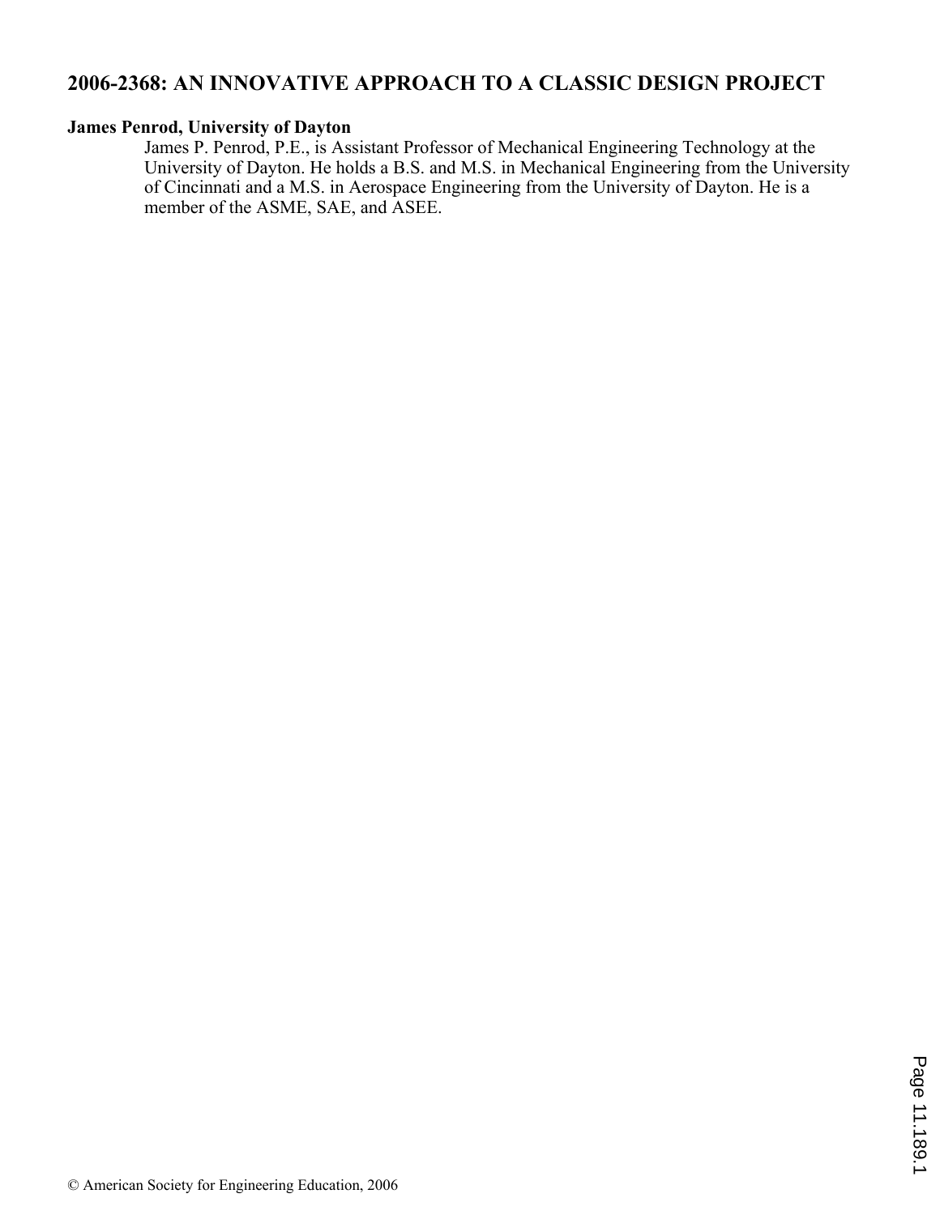# 2006-2368: AN INNOVATIVE APPROACH TO A CLASSIC DESIGN PROJECT

**James Penrod, University of Dayton**

James P. Penrod, P.E., is Assistant Professor of Mechanical Engineering Technology at the University of Dayton. He holds a B.S. and M.S. in Mechanical Engineering from the University of Cincinnati and a M.S. in Aerospace Engineering from the University of Dayton. He is a member of the ASME, SAE, and ASEE.

© American Society for Engineering Education, 2006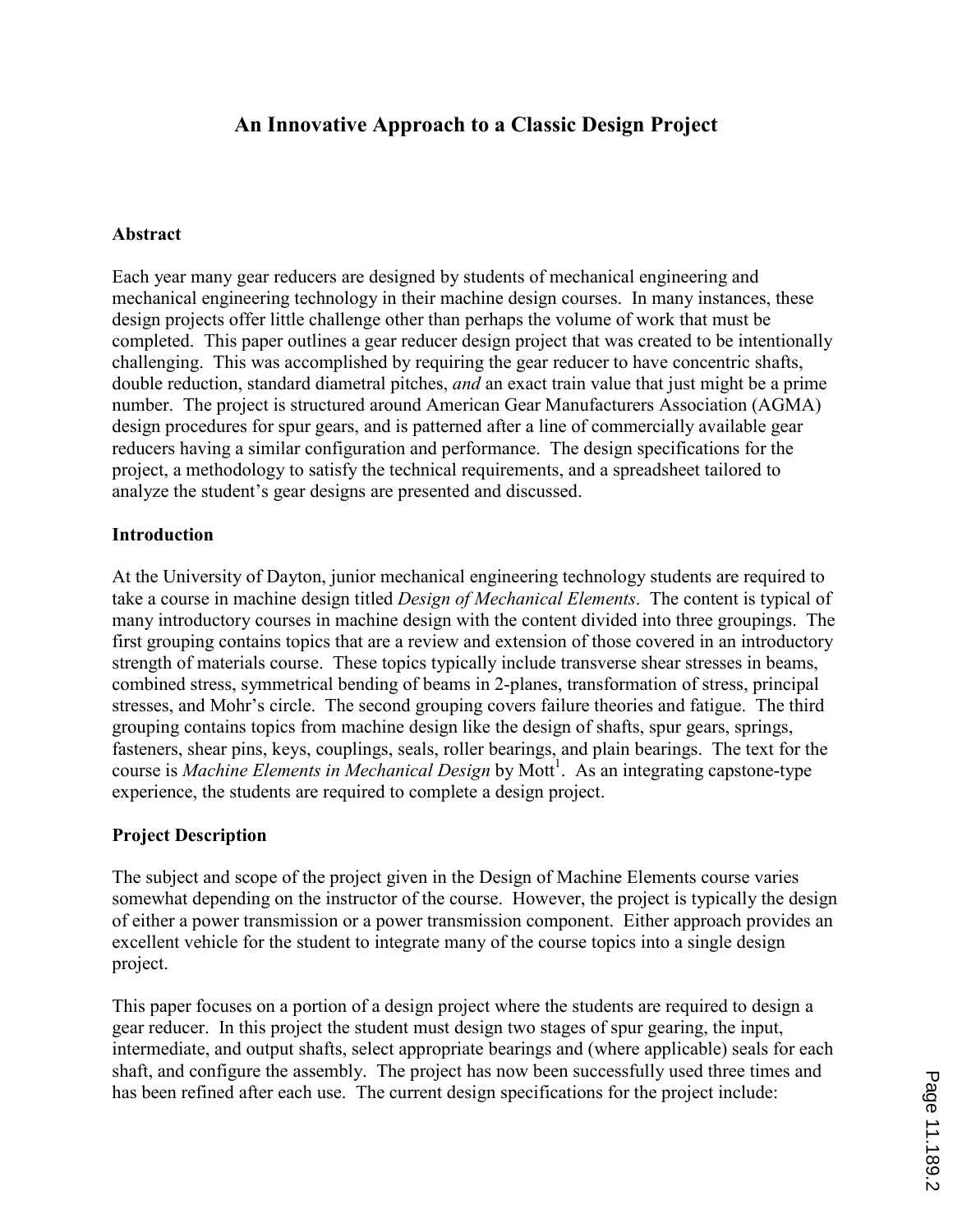# An Innovative Approach to a Classic Design Project

## Abstract

Each year many gear reducers are designed by students of mechanical engineering and mechanical engineering technology in their machine design courses. In many instances, these design projects offer little challenge other than perhaps the volume of work that must be completed. This paper outlines a gear reducer design project that was created to be intentionally challenging. This was accomplished by requiring the gear reducer to have concentric shafts, double reduction, standard diametral pitches, *and* an exact train value that just might be a prime number. The project is structured around American Gear Manufacturers Association (AGMA) design procedures for spur gears, and is patterned after a line of commercially available gear reducers having a similar configuration and performance. The design specifications for the project, a methodology to satisfy the technical requirements, and a spreadsheet tailored to analyze the student's gear designs are presented and discussed.

## Introduction

At the University of Dayton, junior mechanical engineering technology students are required to take a course in machine design titled *Design of Mechanical Elements*. The content is typical of many introductory courses in machine design with the content divided into three groupings. The first grouping contains topics that are a review and extension of those covered in an introductory strength of materials course. These topics typically include transverse shear stresses in beams, combined stress, symmetrical bending of beams in 2-planes, transformation of stress, principal stresses, and Mohr's circle. The second grouping covers failure theories and fatigue. The third grouping contains topics from machine design like the design of shafts, spur gears, springs, fasteners, shear pins, keys, couplings, seals, roller bearings, and plain bearings. The text for the course is *Machine Elements in Mechanical Design* by Mott[1]. As an integrating capstone-type experience, the students are required to complete a design project.

## Project Description

The subject and scope of the project given in the Design of Machine Elements course varies somewhat depending on the instructor of the course. However, the project is typically the design of either a power transmission or a power transmission component. Either approach provides an excellent vehicle for the student to integrate many of the course topics into a single design project.

This paper focuses on a portion of a design project where the students are required to design a gear reducer. In this project the student must design two stages of spur gearing, the input, intermediate, and output shafts, select appropriate bearings and (where applicable) seals for each shaft, and configure the assembly. The project has now been successfully used three times and has been refined after each use. The current design specifications for the project include: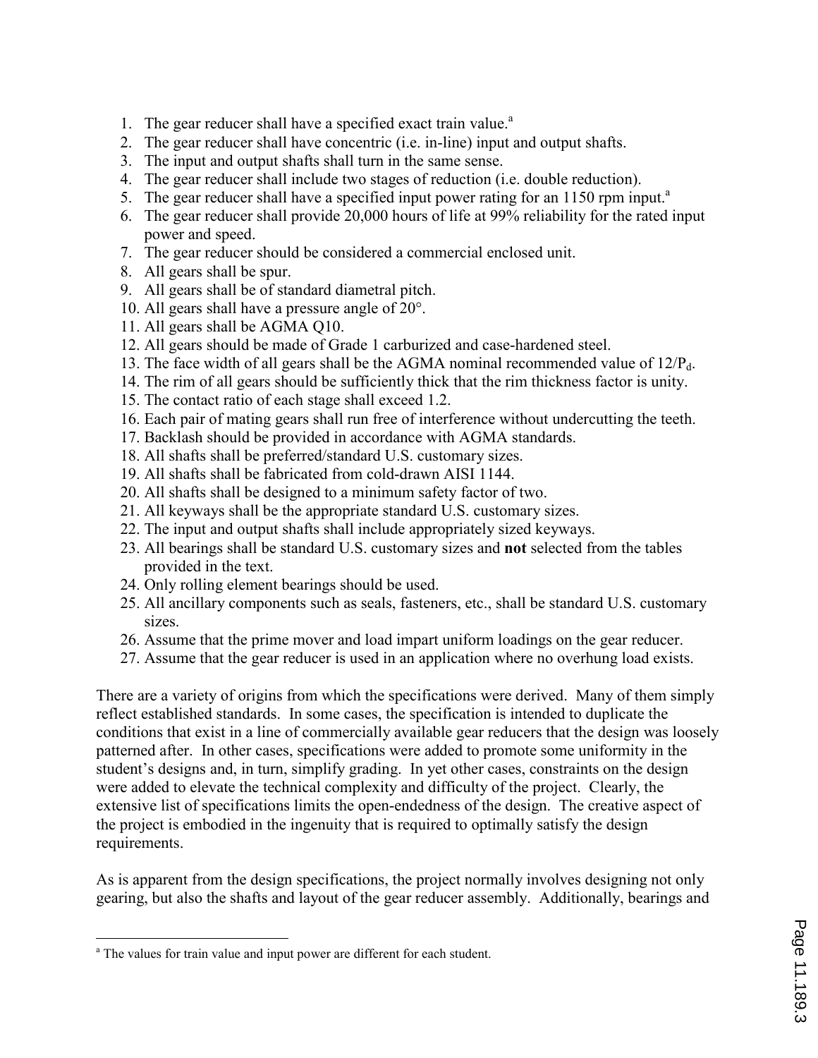1. The gear reducer shall have a specified exact train value.[a]
2. The gear reducer shall have concentric (i.e. in-line) input and output shafts.
3. The input and output shafts shall turn in the same sense.
4. The gear reducer shall include two stages of reduction (i.e. double reduction).
5. The gear reducer shall have a specified input power rating for an 1150 rpm input.[a]
6. The gear reducer shall provide 20,000 hours of life at 99% reliability for the rated input power and speed.
7. The gear reducer should be considered a commercial enclosed unit.
8. All gears shall be spur.
9. All gears shall be of standard diametral pitch.
10. All gears shall have a pressure angle of 20°.
11. All gears shall be AGMA Q10.
12. All gears should be made of Grade 1 carburized and case-hardened steel.
13. The face width of all gears shall be the AGMA nominal recommended value of $12/P_d$.
14. The rim of all gears should be sufficiently thick that the rim thickness factor is unity.
15. The contact ratio of each stage shall exceed 1.2.
16. Each pair of mating gears shall run free of interference without undercutting the teeth.
17. Backlash should be provided in accordance with AGMA standards.
18. All shafts shall be preferred/standard U.S. customary sizes.
19. All shafts shall be fabricated from cold-drawn AISI 1144.
20. All shafts shall be designed to a minimum safety factor of two.
21. All keyways shall be the appropriate standard U.S. customary sizes.
22. The input and output shafts shall include appropriately sized keyways.
23. All bearings shall be standard U.S. customary sizes and **not** selected from the tables provided in the text.
24. Only rolling element bearings should be used.
25. All ancillary components such as seals, fasteners, etc., shall be standard U.S. customary sizes.
26. Assume that the prime mover and load impart uniform loadings on the gear reducer.
27. Assume that the gear reducer is used in an application where no overhung load exists.

There are a variety of origins from which the specifications were derived. Many of them simply reflect established standards. In some cases, the specification is intended to duplicate the conditions that exist in a line of commercially available gear reducers that the design was loosely patterned after. In other cases, specifications were added to promote some uniformity in the student's designs and, in turn, simplify grading. In yet other cases, constraints on the design were added to elevate the technical complexity and difficulty of the project. Clearly, the extensive list of specifications limits the open-endedness of the design. The creative aspect of the project is embodied in the ingenuity that is required to optimally satisfy the design requirements.

As is apparent from the design specifications, the project normally involves designing not only gearing, but also the shafts and layout of the gear reducer assembly. Additionally, bearings and

[a] The values for train value and input power are different for each student.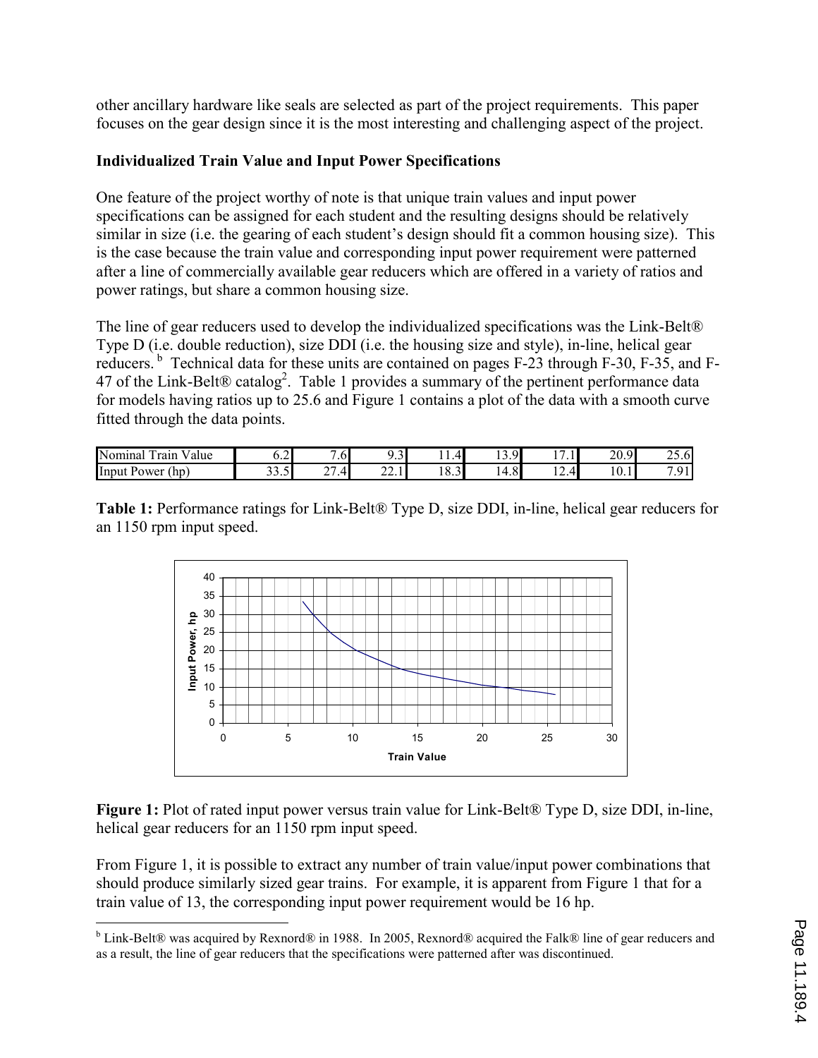other ancillary hardware like seals are selected as part of the project requirements. This paper focuses on the gear design since it is the most interesting and challenging aspect of the project.

### Individualized Train Value and Input Power Specifications

One feature of the project worthy of note is that unique train values and input power specifications can be assigned for each student and the resulting designs should be relatively similar in size (i.e. the gearing of each student's design should fit a common housing size). This is the case because the train value and corresponding input power requirement were patterned after a line of commercially available gear reducers which are offered in a variety of ratios and power ratings, but share a common housing size.

The line of gear reducers used to develop the individualized specifications was the Link-Belt® Type D (i.e. double reduction), size DDI (i.e. the housing size and style), in-line, helical gear reducers. [b] Technical data for these units are contained on pages F-23 through F-30, F-35, and F-47 of the Link-Belt® catalog[2]. Table 1 provides a summary of the pertinent performance data for models having ratios up to 25.6 and Figure 1 contains a plot of the data with a smooth curve fitted through the data points.

| Nominal Train Value | 6.2 | 7.6 | 9.3 | 11.4 | 13.9 | 17.1 | 20.9 | 25.6 |
|---|---|---|---|---|---|---|---|---|
| Input Power (hp) | 33.5 | 27.4 | 22.1 | 18.3 | 14.8 | 12.4 | 10.1 | 7.91 |

**Table 1:** Performance ratings for Link-Belt® Type D, size DDI, in-line, helical gear reducers for an 1150 rpm input speed.

**Figure 1:** Plot of rated input power versus train value for Link-Belt® Type D, size DDI, in-line, helical gear reducers for an 1150 rpm input speed.

From Figure 1, it is possible to extract any number of train value/input power combinations that should produce similarly sized gear trains. For example, it is apparent from Figure 1 that for a train value of 13, the corresponding input power requirement would be 16 hp.

[b] Link-Belt® was acquired by Rexnord® in 1988. In 2005, Rexnord® acquired the Falk® line of gear reducers and as a result, the line of gear reducers that the specifications were patterned after was discontinued.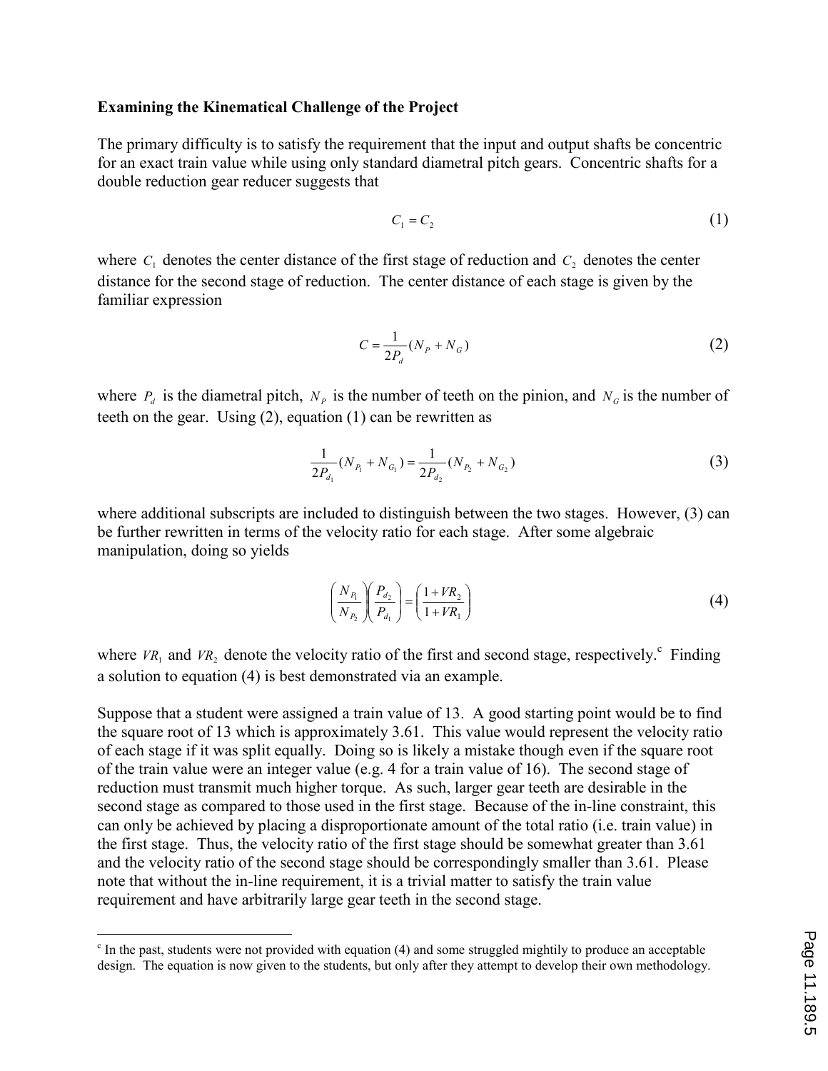**Examining the Kinematical Challenge of the Project**

The primary difficulty is to satisfy the requirement that the input and output shafts be concentric for an exact train value while using only standard diametral pitch gears. Concentric shafts for a double reduction gear reducer suggests that

$$C_1 = C_2 \tag{1}$$

where $C_1$ denotes the center distance of the first stage of reduction and $C_2$ denotes the center distance for the second stage of reduction. The center distance of each stage is given by the familiar expression

$$C = \frac{1}{2P_d}(N_P + N_G) \tag{2}$$

where $P_d$ is the diametral pitch, $N_P$ is the number of teeth on the pinion, and $N_G$ is the number of teeth on the gear. Using (2), equation (1) can be rewritten as

$$\frac{1}{2P_{d_1}}(N_{P_1} + N_{G_1}) = \frac{1}{2P_{d_2}}(N_{P_2} + N_{G_2}) \tag{3}$$

where additional subscripts are included to distinguish between the two stages. However, (3) can be further rewritten in terms of the velocity ratio for each stage. After some algebraic manipulation, doing so yields

$$\left(\frac{N_{P_1}}{N_{P_2}}\right)\left(\frac{P_{d_2}}{P_{d_1}}\right) = \left(\frac{1+VR_2}{1+VR_1}\right) \tag{4}$$

where $VR_1$ and $VR_2$ denote the velocity ratio of the first and second stage, respectively.[c] Finding a solution to equation (4) is best demonstrated via an example.

Suppose that a student were assigned a train value of 13. A good starting point would be to find the square root of 13 which is approximately 3.61. This value would represent the velocity ratio of each stage if it was split equally. Doing so is likely a mistake though even if the square root of the train value were an integer value (e.g. 4 for a train value of 16). The second stage of reduction must transmit much higher torque. As such, larger gear teeth are desirable in the second stage as compared to those used in the first stage. Because of the in-line constraint, this can only be achieved by placing a disproportionate amount of the total ratio (i.e. train value) in the first stage. Thus, the velocity ratio of the first stage should be somewhat greater than 3.61 and the velocity ratio of the second stage should be correspondingly smaller than 3.61. Please note that without the in-line requirement, it is a trivial matter to satisfy the train value requirement and have arbitrarily large gear teeth in the second stage.

---

[c] In the past, students were not provided with equation (4) and some struggled mightily to produce an acceptable design. The equation is now given to the students, but only after they attempt to develop their own methodology.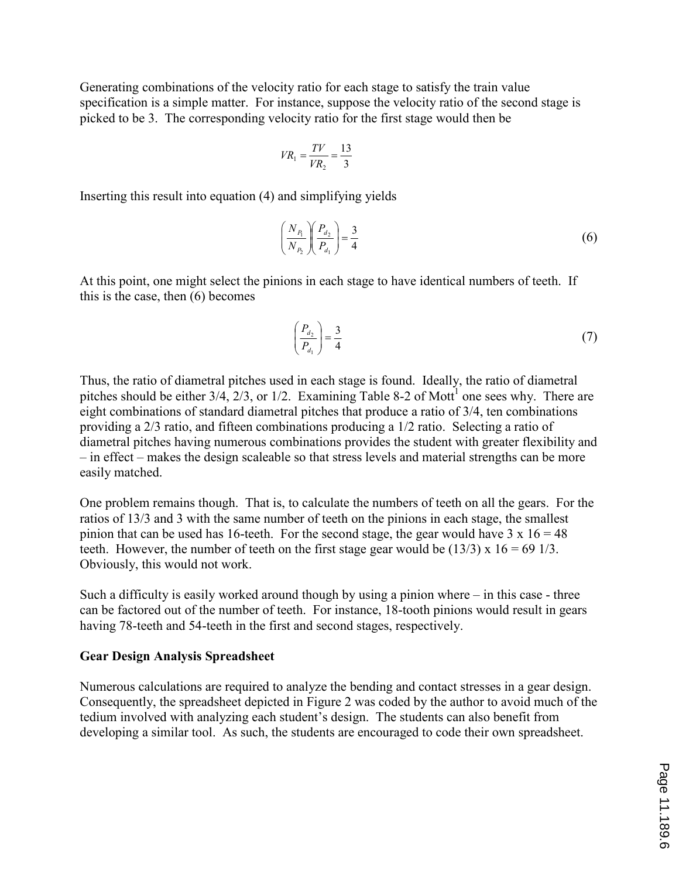Generating combinations of the velocity ratio for each stage to satisfy the train value specification is a simple matter. For instance, suppose the velocity ratio of the second stage is picked to be 3. The corresponding velocity ratio for the first stage would then be

$$VR_1 = \frac{TV}{VR_2} = \frac{13}{3}$$

Inserting this result into equation (4) and simplifying yields

$$\left(\frac{N_{P_1}}{N_{P_2}}\right)\left(\frac{P_{d_2}}{P_{d_1}}\right) = \frac{3}{4} \tag{6}$$

At this point, one might select the pinions in each stage to have identical numbers of teeth. If this is the case, then (6) becomes

$$\left(\frac{P_{d_2}}{P_{d_1}}\right) = \frac{3}{4} \tag{7}$$

Thus, the ratio of diametral pitches used in each stage is found. Ideally, the ratio of diametral pitches should be either 3/4, 2/3, or 1/2. Examining Table 8-2 of Mott[1] one sees why. There are eight combinations of standard diametral pitches that produce a ratio of 3/4, ten combinations providing a 2/3 ratio, and fifteen combinations producing a 1/2 ratio. Selecting a ratio of diametral pitches having numerous combinations provides the student with greater flexibility and – in effect – makes the design scaleable so that stress levels and material strengths can be more easily matched.

One problem remains though. That is, to calculate the numbers of teeth on all the gears. For the ratios of 13/3 and 3 with the same number of teeth on the pinions in each stage, the smallest pinion that can be used has 16-teeth. For the second stage, the gear would have 3 x 16 = 48 teeth. However, the number of teeth on the first stage gear would be (13/3) x 16 = 69 1/3. Obviously, this would not work.

Such a difficulty is easily worked around though by using a pinion where – in this case - three can be factored out of the number of teeth. For instance, 18-tooth pinions would result in gears having 78-teeth and 54-teeth in the first and second stages, respectively.

**Gear Design Analysis Spreadsheet**

Numerous calculations are required to analyze the bending and contact stresses in a gear design. Consequently, the spreadsheet depicted in Figure 2 was coded by the author to avoid much of the tedium involved with analyzing each student's design. The students can also benefit from developing a similar tool. As such, the students are encouraged to code their own spreadsheet.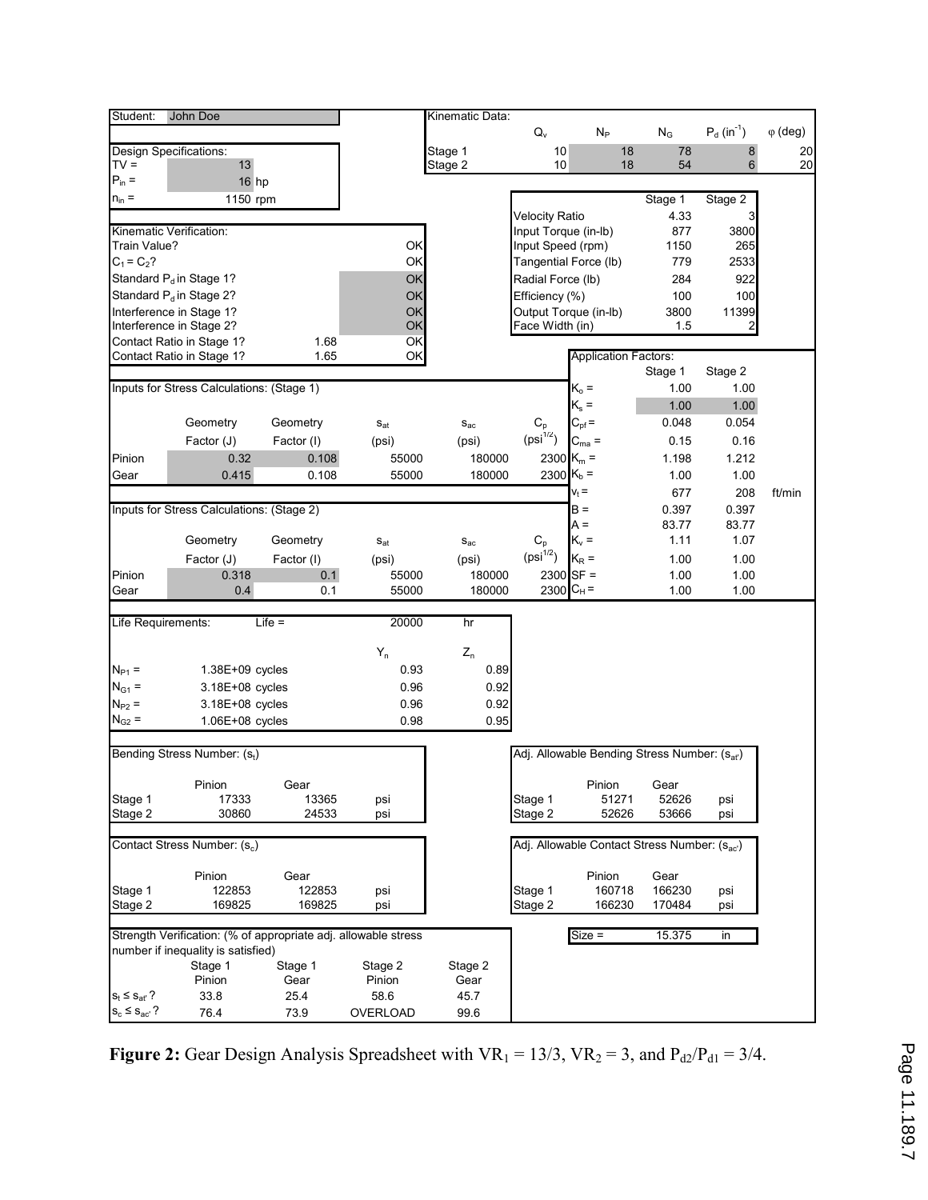| Student: | John Doe | | | Kinematic Data: | | | | | |
|---|---|---|---|---|---|---|---|---|---|
| | | | | | $Q_v$ | $N_P$ | $N_G$ | $P_d$ (in$^{-1}$) | $\varphi$ (deg) |
| Design Specifications: | | | | Stage 1 | 10 | 18 | 78 | 8 | 20 |
| TV = | 13 | | | Stage 2 | 10 | 18 | 54 | 6 | 20 |
| $P_{in}$ = | 16 hp | | | | | | | | |
| $n_{in}$ = | 1150 rpm | | | | | | Stage 1 | Stage 2 | |
| | | | | | Velocity Ratio | | 4.33 | 3 | |
| Kinematic Verification: | | | | | Input Torque (in-lb) | | 877 | 3800 | |
| Train Value? | | | OK | | Input Speed (rpm) | | 1150 | 265 | |
| $C_1 = C_2$? | | | OK | | Tangential Force (lb) | | 779 | 2533 | |
| Standard $P_d$ in Stage 1? | | | OK | | Radial Force (lb) | | 284 | 922 | |
| Standard $P_d$ in Stage 2? | | | OK | | Efficiency (%) | | 100 | 100 | |
| Interference in Stage 1? | | | OK | | Output Torque (in-lb) | | 3800 | 11399 | |
| Interference in Stage 2? | | | OK | | Face Width (in) | | 1.5 | 2 | |
| Contact Ratio in Stage 1? | | 1.68 | OK | | | | | | |
| Contact Ratio in Stage 1? | | 1.65 | OK | | | | | | |

| Inputs for Stress Calculations: (Stage 1) | | | | | | Application Factors: | Stage 1 | Stage 2 | |
|---|---|---|---|---|---|---|---|---|---|
| | | | | | | $K_o$ = | 1.00 | 1.00 | |
| | | | | | | $K_s$ = | 1.00 | 1.00 | |
| | Geometry | Geometry | $s_{at}$ | $s_{ac}$ | $C_p$ | $C_{pf}$ = | 0.048 | 0.054 | |
| | Factor (J) | Factor (I) | (psi) | (psi) | (psi$^{1/2}$) | $C_{ma}$ = | 0.15 | 0.16 | |
| Pinion | 0.32 | 0.108 | 55000 | 180000 | 2300 | $K_m$ = | 1.198 | 1.212 | |
| Gear | 0.415 | 0.108 | 55000 | 180000 | 2300 | $K_b$ = | 1.00 | 1.00 | |
| | | | | | | $v_t$ = | 677 | 208 | ft/min |
| Inputs for Stress Calculations: (Stage 2) | | | | | | B = | 0.397 | 0.397 | |
| | | | | | | A = | 83.77 | 83.77 | |
| | Geometry | Geometry | $s_{at}$ | $s_{ac}$ | $C_p$ | $K_v$ = | 1.11 | 1.07 | |
| | Factor (J) | Factor (I) | (psi) | (psi) | (psi$^{1/2}$) | $K_R$ = | 1.00 | 1.00 | |
| Pinion | 0.318 | 0.1 | 55000 | 180000 | 2300 | SF = | 1.00 | 1.00 | |
| Gear | 0.4 | 0.1 | 55000 | 180000 | 2300 | $C_H$ = | 1.00 | 1.00 | |

| Life Requirements: | Life = | 20000 | hr |
|---|---|---|---|
| | | $Y_n$ | $Z_n$ |
| $N_{P1}$ = | 1.38E+09 cycles | 0.93 | 0.89 |
| $N_{G1}$ = | 3.18E+08 cycles | 0.96 | 0.92 |
| $N_{P2}$ = | 3.18E+08 cycles | 0.96 | 0.92 |
| $N_{G2}$ = | 1.06E+08 cycles | 0.98 | 0.95 |

| Bending Stress Number: ($s_t$) | Pinion | Gear | | Adj. Allowable Bending Stress Number: ($s_{at'}$) | Pinion | Gear | |
|---|---|---|---|---|---|---|---|
| Stage 1 | 17333 | 13365 | psi | Stage 1 | 51271 | 52626 | psi |
| Stage 2 | 30860 | 24533 | psi | Stage 2 | 52626 | 53666 | psi |

| Contact Stress Number: ($s_c$) | Pinion | Gear | | Adj. Allowable Contact Stress Number: ($s_{ac'}$) | Pinion | Gear | |
|---|---|---|---|---|---|---|---|
| Stage 1 | 122853 | 122853 | psi | Stage 1 | 160718 | 166230 | psi |
| Stage 2 | 169825 | 169825 | psi | Stage 2 | 166230 | 170484 | psi |

| Strength Verification: (% of appropriate adj. allowable stress number if inequality is satisfied) | Stage 1 Pinion | Stage 1 Gear | Stage 2 Pinion | Stage 2 Gear |
|---|---|---|---|---|
| $s_t \le s_{at'}$? | 33.8 | 25.4 | 58.6 | 45.7 |
| $s_c \le s_{ac'}$? | 76.4 | 73.9 | OVERLOAD | 99.6 |

Size = 15.375 in

**Figure 2:** Gear Design Analysis Spreadsheet with $VR_1 = 13/3$, $VR_2 = 3$, and $P_{d2}/P_{d1} = 3/4$.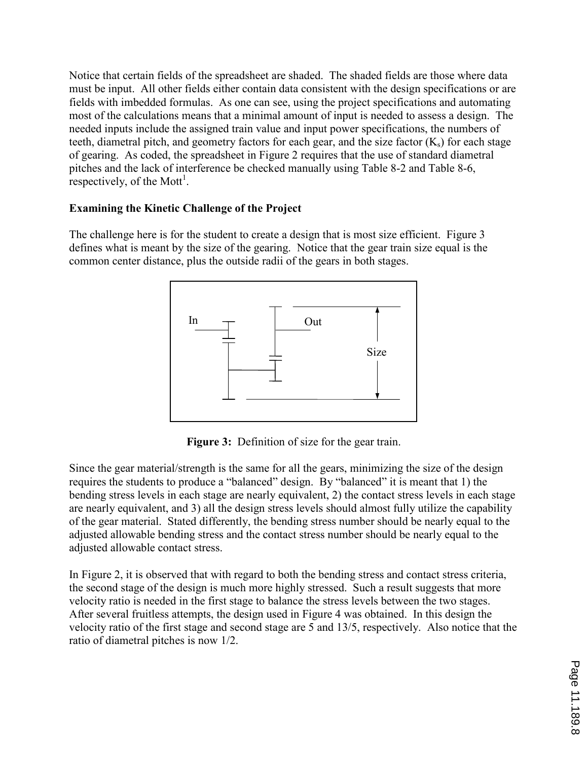Notice that certain fields of the spreadsheet are shaded. The shaded fields are those where data must be input. All other fields either contain data consistent with the design specifications or are fields with imbedded formulas. As one can see, using the project specifications and automating most of the calculations means that a minimal amount of input is needed to assess a design. The needed inputs include the assigned train value and input power specifications, the numbers of teeth, diametral pitch, and geometry factors for each gear, and the size factor ($K_s$) for each stage of gearing. As coded, the spreadsheet in Figure 2 requires that the use of standard diametral pitches and the lack of interference be checked manually using Table 8-2 and Table 8-6, respectively, of the Mott[1].

**Examining the Kinetic Challenge of the Project**

The challenge here is for the student to create a design that is most size efficient. Figure 3 defines what is meant by the size of the gearing. Notice that the gear train size equal is the common center distance, plus the outside radii of the gears in both stages.

**Figure 3:** Definition of size for the gear train.

Since the gear material/strength is the same for all the gears, minimizing the size of the design requires the students to produce a "balanced" design. By "balanced" it is meant that 1) the bending stress levels in each stage are nearly equivalent, 2) the contact stress levels in each stage are nearly equivalent, and 3) all the design stress levels should almost fully utilize the capability of the gear material. Stated differently, the bending stress number should be nearly equal to the adjusted allowable bending stress and the contact stress number should be nearly equal to the adjusted allowable contact stress.

In Figure 2, it is observed that with regard to both the bending stress and contact stress criteria, the second stage of the design is much more highly stressed. Such a result suggests that more velocity ratio is needed in the first stage to balance the stress levels between the two stages. After several fruitless attempts, the design used in Figure 4 was obtained. In this design the velocity ratio of the first stage and second stage are 5 and 13/5, respectively. Also notice that the ratio of diametral pitches is now 1/2.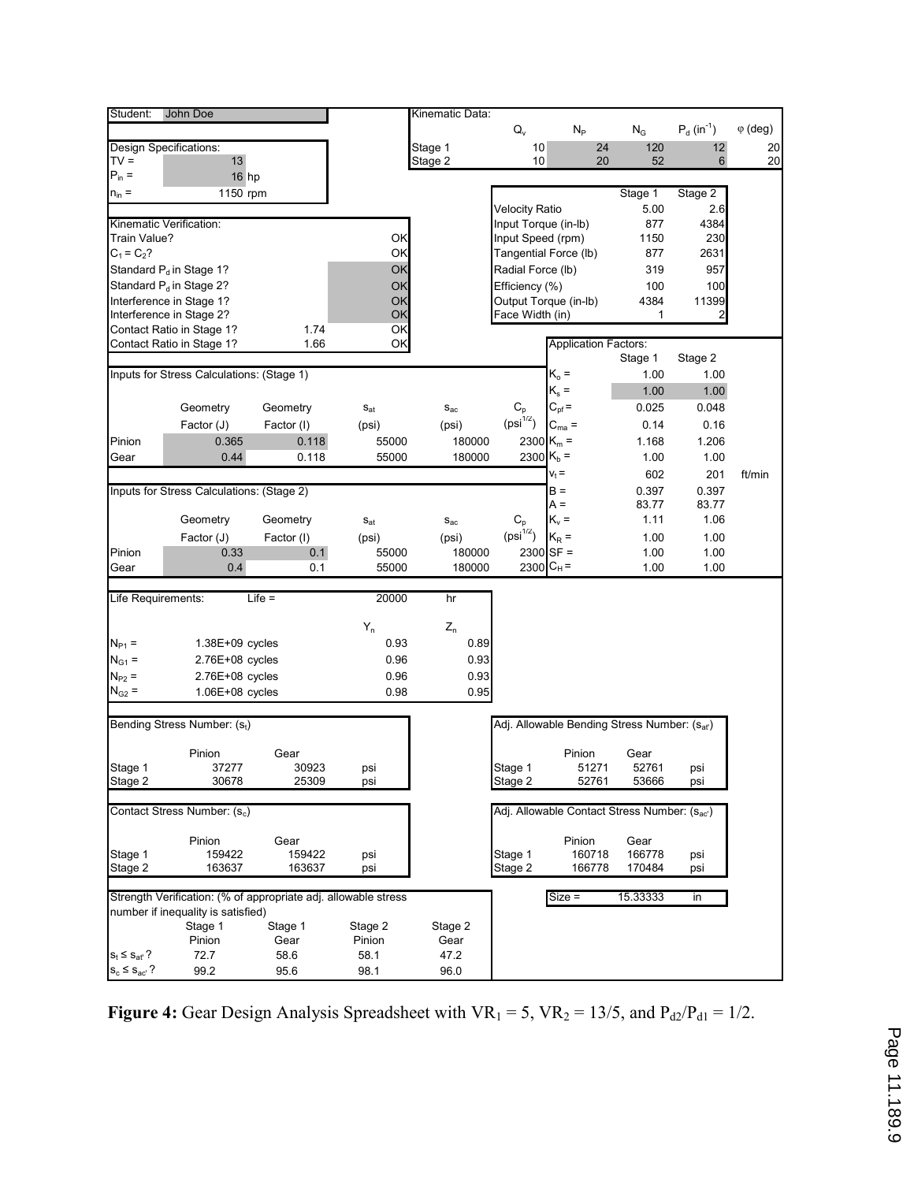| Student: | John Doe | | | Kinematic Data: | | | | | |
|---|---|---|---|---|---|---|---|---|---|
| | | | | | $Q_v$ | $N_P$ | $N_G$ | $P_d$ (in$^{-1}$) | $\varphi$ (deg) |
| Design Specifications: | | | | Stage 1 | 10 | 24 | 120 | 12 | 20 |
| TV = | 13 | | | Stage 2 | 10 | 20 | 52 | 6 | 20 |
| $P_{in}$ = | 16 hp | | | | | | | | |
| $n_{in}$ = | 1150 rpm | | | | | | | | |

| Kinematic Verification: | | |
|---|---|---|
| Train Value? | | OK |
| $C_1 = C_2$? | | OK |
| Standard $P_d$ in Stage 1? | | OK |
| Standard $P_d$ in Stage 2? | | OK |
| Interference in Stage 1? | | OK |
| Interference in Stage 2? | | OK |
| Contact Ratio in Stage 1? | 1.74 | OK |
| Contact Ratio in Stage 1? | 1.66 | OK |

| | Stage 1 | Stage 2 |
|---|---|---|
| Velocity Ratio | 5.00 | 2.6 |
| Input Torque (in-lb) | 877 | 4384 |
| Input Speed (rpm) | 1150 | 230 |
| Tangential Force (lb) | 877 | 2631 |
| Radial Force (lb) | 319 | 957 |
| Efficiency (%) | 100 | 100 |
| Output Torque (in-lb) | 4384 | 11399 |
| Face Width (in) | 1 | 2 |

| Application Factors: | Stage 1 | Stage 2 | |
|---|---|---|---|
| $K_o$ = | 1.00 | 1.00 | |
| $K_s$ = | 1.00 | 1.00 | |
| $C_{pf}$ = | 0.025 | 0.048 | |
| $C_{ma}$ = | 0.14 | 0.16 | |
| $K_m$ = | 1.168 | 1.206 | |
| $K_b$ = | 1.00 | 1.00 | |
| $v_t$ = | 602 | 201 | ft/min |
| B = | 0.397 | 0.397 | |
| A = | 83.77 | 83.77 | |
| $K_v$ = | 1.11 | 1.06 | |
| $K_R$ = | 1.00 | 1.00 | |
| SF = | 1.00 | 1.00 | |
| $C_H$ = | 1.00 | 1.00 | |

Inputs for Stress Calculations: (Stage 1)

| | Geometry Factor (J) | Geometry Factor (I) | $s_{at}$ (psi) | $s_{ac}$ (psi) | $C_p$ (psi$^{1/2}$) |
|---|---|---|---|---|---|
| Pinion | 0.365 | 0.118 | 55000 | 180000 | 2300 |
| Gear | 0.44 | 0.118 | 55000 | 180000 | 2300 |

Inputs for Stress Calculations: (Stage 2)

| | Geometry Factor (J) | Geometry Factor (I) | $s_{at}$ (psi) | $s_{ac}$ (psi) | $C_p$ (psi$^{1/2}$) |
|---|---|---|---|---|---|
| Pinion | 0.33 | 0.1 | 55000 | 180000 | 2300 |
| Gear | 0.4 | 0.1 | 55000 | 180000 | 2300 |

Life Requirements: Life = 20000 hr

| | | $Y_n$ | $Z_n$ |
|---|---|---|---|
| $N_{P1}$ = | 1.38E+09 cycles | 0.93 | 0.89 |
| $N_{G1}$ = | 2.76E+08 cycles | 0.96 | 0.93 |
| $N_{P2}$ = | 2.76E+08 cycles | 0.96 | 0.93 |
| $N_{G2}$ = | 1.06E+08 cycles | 0.98 | 0.95 |

Bending Stress Number: ($s_t$)

| | Pinion | Gear | |
|---|---|---|---|
| Stage 1 | 37277 | 30923 | psi |
| Stage 2 | 30678 | 25309 | psi |

Adj. Allowable Bending Stress Number: ($s_{at'}$)

| | Pinion | Gear | |
|---|---|---|---|
| Stage 1 | 51271 | 52761 | psi |
| Stage 2 | 52761 | 53666 | psi |

Contact Stress Number: ($s_c$)

| | Pinion | Gear | |
|---|---|---|---|
| Stage 1 | 159422 | 159422 | psi |
| Stage 2 | 163637 | 163637 | psi |

Adj. Allowable Contact Stress Number: ($s_{ac'}$)

| | Pinion | Gear | |
|---|---|---|---|
| Stage 1 | 160718 | 166778 | psi |
| Stage 2 | 166778 | 170484 | psi |

Size = 15.33333 in

Strength Verification: (% of appropriate adj. allowable stress number if inequality is satisfied)

| | Stage 1 Pinion | Stage 1 Gear | Stage 2 Pinion | Stage 2 Gear |
|---|---|---|---|---|
| $s_t \le s_{at'}$ ? | 72.7 | 58.6 | 58.1 | 47.2 |
| $s_c \le s_{ac'}$ ? | 99.2 | 95.6 | 98.1 | 96.0 |

**Figure 4:** Gear Design Analysis Spreadsheet with $VR_1 = 5$, $VR_2 = 13/5$, and $P_{d2}/P_{d1} = 1/2$.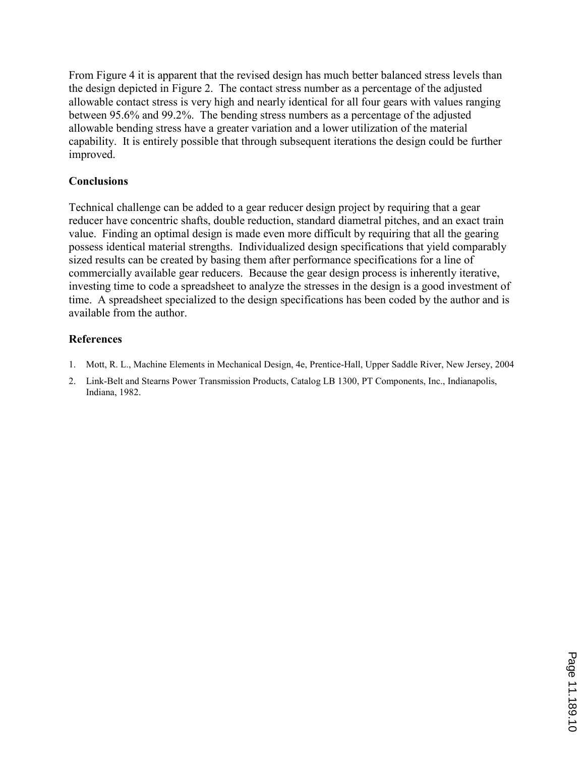From Figure 4 it is apparent that the revised design has much better balanced stress levels than the design depicted in Figure 2. The contact stress number as a percentage of the adjusted allowable contact stress is very high and nearly identical for all four gears with values ranging between 95.6% and 99.2%. The bending stress numbers as a percentage of the adjusted allowable bending stress have a greater variation and a lower utilization of the material capability. It is entirely possible that through subsequent iterations the design could be further improved.

## Conclusions

Technical challenge can be added to a gear reducer design project by requiring that a gear reducer have concentric shafts, double reduction, standard diametral pitches, and an exact train value. Finding an optimal design is made even more difficult by requiring that all the gearing possess identical material strengths. Individualized design specifications that yield comparably sized results can be created by basing them after performance specifications for a line of commercially available gear reducers. Because the gear design process is inherently iterative, investing time to code a spreadsheet to analyze the stresses in the design is a good investment of time. A spreadsheet specialized to the design specifications has been coded by the author and is available from the author.

## References

1. Mott, R. L., Machine Elements in Mechanical Design, 4e, Prentice-Hall, Upper Saddle River, New Jersey, 2004
2. Link-Belt and Stearns Power Transmission Products, Catalog LB 1300, PT Components, Inc., Indianapolis, Indiana, 1982.